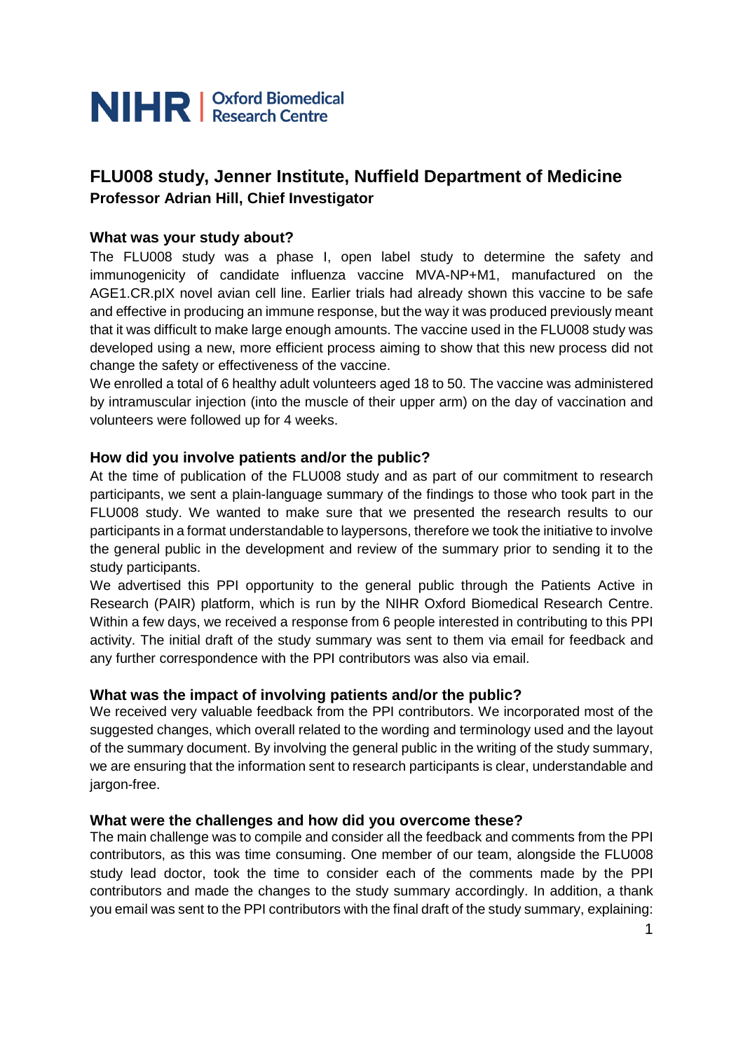NIHR | Oxford Biomedical Research Centre

# FLU008 study, Jenner Institute, Nuffield Department of Medicine

**Professor Adrian Hill, Chief Investigator**

### What was your study about?

The FLU008 study was a phase I, open label study to determine the safety and immunogenicity of candidate influenza vaccine MVA-NP+M1, manufactured on the AGE1.CR.pIX novel avian cell line. Earlier trials had already shown this vaccine to be safe and effective in producing an immune response, but the way it was produced previously meant that it was difficult to make large enough amounts. The vaccine used in the FLU008 study was developed using a new, more efficient process aiming to show that this new process did not change the safety or effectiveness of the vaccine.

We enrolled a total of 6 healthy adult volunteers aged 18 to 50. The vaccine was administered by intramuscular injection (into the muscle of their upper arm) on the day of vaccination and volunteers were followed up for 4 weeks.

### How did you involve patients and/or the public?

At the time of publication of the FLU008 study and as part of our commitment to research participants, we sent a plain-language summary of the findings to those who took part in the FLU008 study. We wanted to make sure that we presented the research results to our participants in a format understandable to laypersons, therefore we took the initiative to involve the general public in the development and review of the summary prior to sending it to the study participants.

We advertised this PPI opportunity to the general public through the Patients Active in Research (PAIR) platform, which is run by the NIHR Oxford Biomedical Research Centre. Within a few days, we received a response from 6 people interested in contributing to this PPI activity. The initial draft of the study summary was sent to them via email for feedback and any further correspondence with the PPI contributors was also via email.

### What was the impact of involving patients and/or the public?

We received very valuable feedback from the PPI contributors. We incorporated most of the suggested changes, which overall related to the wording and terminology used and the layout of the summary document. By involving the general public in the writing of the study summary, we are ensuring that the information sent to research participants is clear, understandable and jargon-free.

### What were the challenges and how did you overcome these?

The main challenge was to compile and consider all the feedback and comments from the PPI contributors, as this was time consuming. One member of our team, alongside the FLU008 study lead doctor, took the time to consider each of the comments made by the PPI contributors and made the changes to the study summary accordingly. In addition, a thank you email was sent to the PPI contributors with the final draft of the study summary, explaining: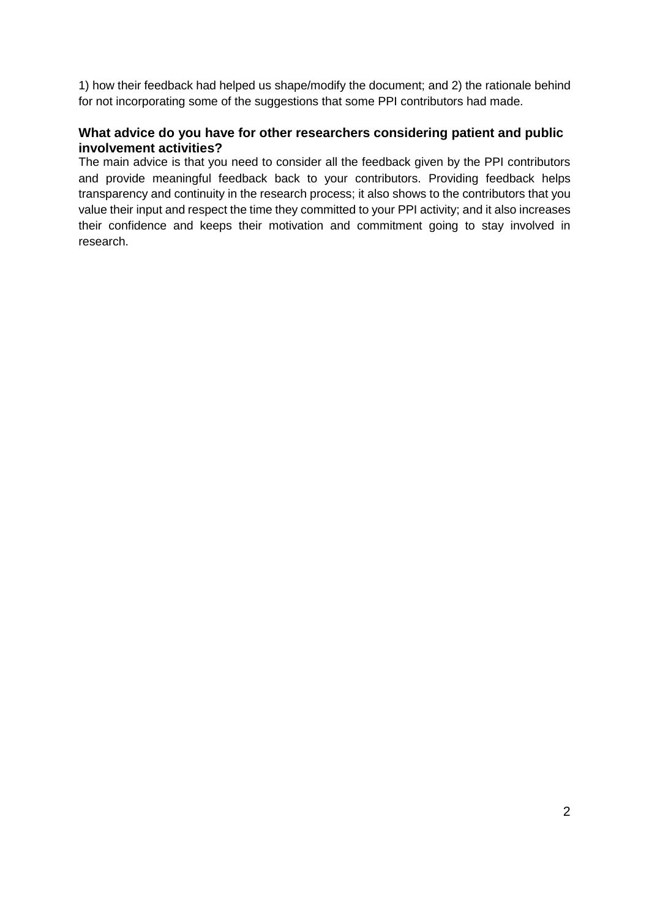1) how their feedback had helped us shape/modify the document; and 2) the rationale behind for not incorporating some of the suggestions that some PPI contributors had made.

### What advice do you have for other researchers considering patient and public involvement activities?

The main advice is that you need to consider all the feedback given by the PPI contributors and provide meaningful feedback back to your contributors. Providing feedback helps transparency and continuity in the research process; it also shows to the contributors that you value their input and respect the time they committed to your PPI activity; and it also increases their confidence and keeps their motivation and commitment going to stay involved in research.